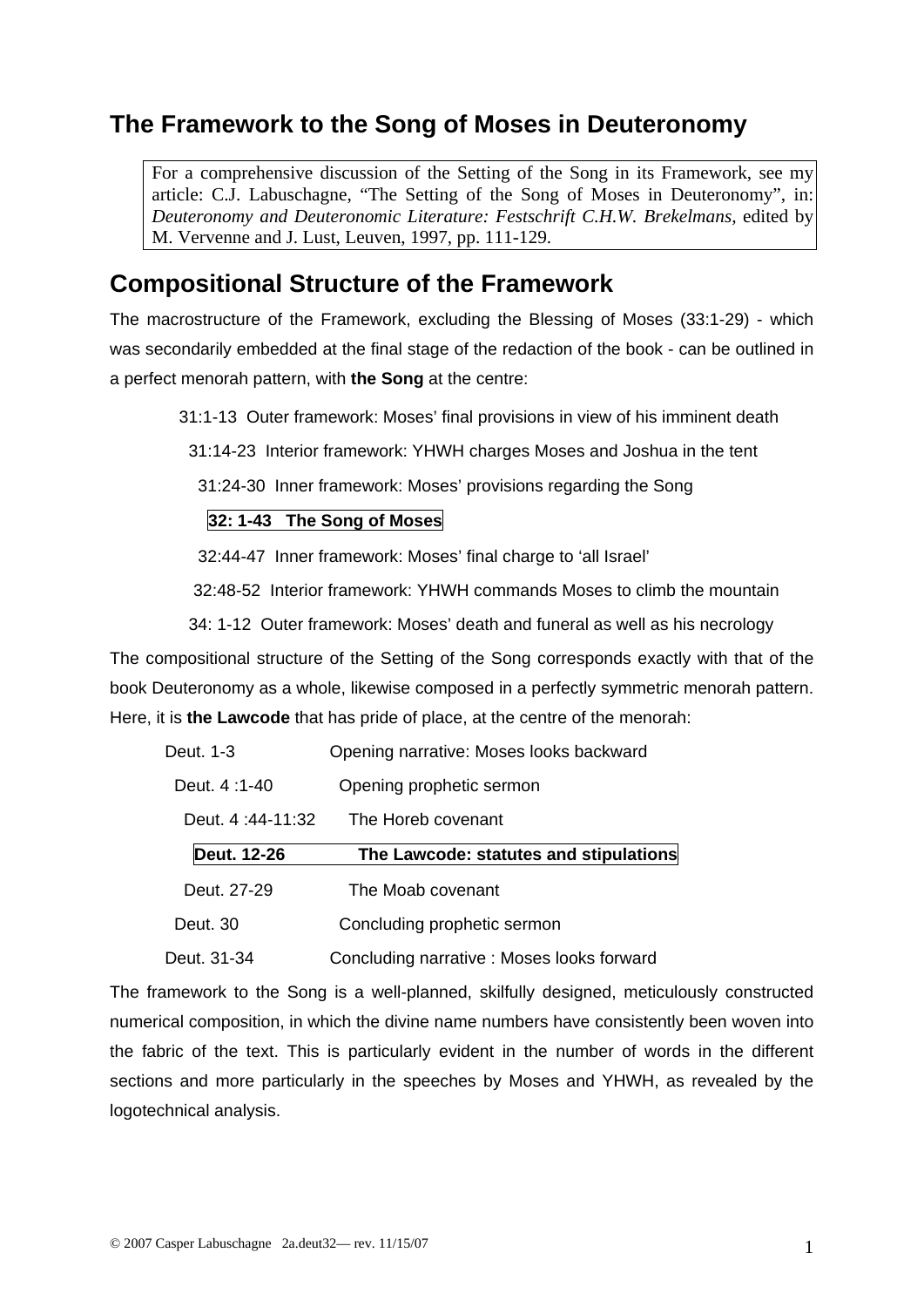## The Framework to the Song of Moses in Deuteronomy

> For a comprehensive discussion of the Setting of the Song in its Framework, see my article: C.J. Labuschagne, "The Setting of the Song of Moses in Deuteronomy", in: *Deuteronomy and Deuteronomic Literature: Festschrift C.H.W. Brekelmans,* edited by M. Vervenne and J. Lust, Leuven, 1997, pp. 111-129.

## Compositional Structure of the Framework

The macrostructure of the Framework, excluding the Blessing of Moses (33:1-29) - which was secondarily embedded at the final stage of the redaction of the book - can be outlined in a perfect menorah pattern, with **the Song** at the centre:

31:1-13 Outer framework: Moses' final provisions in view of his imminent death

31:14-23 Interior framework: YHWH charges Moses and Joshua in the tent

31:24-30 Inner framework: Moses' provisions regarding the Song

**32: 1-43 The Song of Moses**

32:44-47 Inner framework: Moses' final charge to 'all Israel'

32:48-52 Interior framework: YHWH commands Moses to climb the mountain

34: 1-12 Outer framework: Moses' death and funeral as well as his necrology

The compositional structure of the Setting of the Song corresponds exactly with that of the book Deuteronomy as a whole, likewise composed in a perfectly symmetric menorah pattern. Here, it is **the Lawcode** that has pride of place, at the centre of the menorah:

| | |
|---|---|
| Deut. 1-3 | Opening narrative: Moses looks backward |
| Deut. 4 :1-40 | Opening prophetic sermon |
| Deut. 4 :44-11:32 | The Horeb covenant |
| **Deut. 12-26** | **The Lawcode: statutes and stipulations** |
| Deut. 27-29 | The Moab covenant |
| Deut. 30 | Concluding prophetic sermon |
| Deut. 31-34 | Concluding narrative : Moses looks forward |

The framework to the Song is a well-planned, skilfully designed, meticulously constructed numerical composition, in which the divine name numbers have consistently been woven into the fabric of the text. This is particularly evident in the number of words in the different sections and more particularly in the speeches by Moses and YHWH, as revealed by the logotechnical analysis.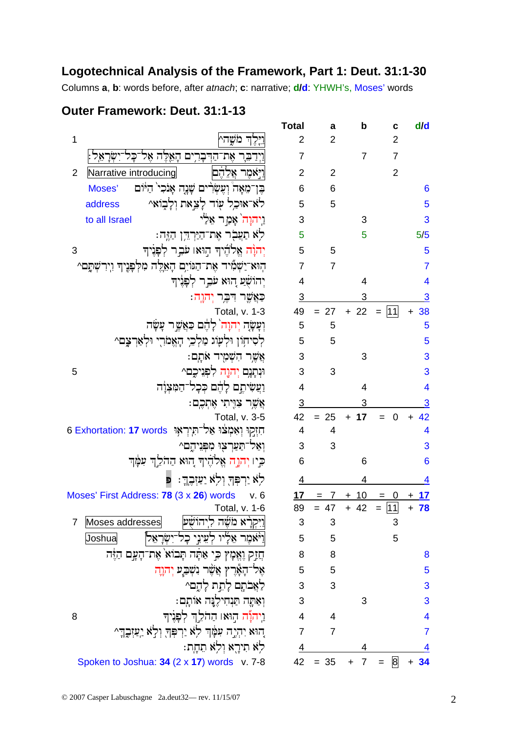## Logotechnical Analysis of the Framework, Part 1: Deut. 31:1-30

Columns **a**, **b**: words before, after *atnach*; **c**: narrative; **d/d**: YHWH's, Moses' words

### Outer Framework: Deut. 31:1-13

| Verse | Label | Hebrew text | Total | a | b | c | d/d |
|---|---|---|---|---|---|---|---|
| 1 | | וַיֵּ֖לֶךְ מֹשֶׁ֑ה^ | 2 | 2 | | 2 | |
| | | וַיְדַבֵּ֞ר אֶת־הַדְּבָרִ֥ים הָאֵ֖לֶּה אֶל־כָּל־יִשְׂרָאֵֽל׃ | 7 | | 7 | 7 | |
| 2 | Narrative introducing | וַיֹּ֣אמֶר אֲלֵהֶ֗ם | 2 | 2 | | 2 | |
| | Moses' | בֶּן־מֵאָה֩ וְעֶשְׂרִ֨ים שָׁנָ֤ה אָנֹכִי֙ הַיּ֔וֹם | 6 | 6 | | | 6 |
| | address | לֹא־אוּכַ֥ל ע֖וֹד לָצֵ֣את וְלָב֑וֹא^ | 5 | 5 | | | 5 |
| | to all Israel | וַֽיהוָה֙ אָמַ֣ר אֵלַ֔י | 3 | | 3 | | 3 |
| | | לֹ֥א תַעֲבֹ֖ר אֶת־הַיַּרְדֵּ֥ן הַזֶּֽה׃ | 5 | | 5 | | 5/5 |
| 3 | | יְהוָ֨ה אֱלֹהֶ֜יךָ ה֣וּא ׀ עֹבֵ֣ר לְפָנֶ֗יךָ | 5 | 5 | | | 5 |
| | | הֽוּא־יַשְׁמִ֞יד אֶת־הַגּוֹיִ֥ם הָאֵ֛לֶּה מִלְּפָנֶ֖יךָ וִירִשְׁתָּ֑ם^ | 7 | 7 | | | 7 |
| | | יְהוֹשֻׁ֗עַ ה֚וּא עֹבֵ֣ר לְפָנֶ֔יךָ | 4 | | 4 | | 4 |
| | | כַּאֲשֶׁ֖ר דִּבֶּ֥ר יְהוָֽה׃ | 3 | | 3 | | 3 |
| | | Total, v. 1-3 | 49 | = 27 | + 22 | = 11 | + 38 |
| | | וְעָשָׂ֤ה יְהוָה֙ לָהֶ֔ם כַּאֲשֶׁ֣ר עָשָׂ֗ה | 5 | 5 | | | 5 |
| | | לְסִיח֥וֹן וּלְע֛וֹג מַלְכֵ֥י הָאֱמֹרִ֖י וּלְאַרְצָ֑ם^ | 5 | 5 | | | 5 |
| | | אֲשֶׁ֥ר הִשְׁמִ֖יד אֹתָֽם׃ | 3 | | 3 | | 3 |
| 5 | | וּנְתָנָ֥ם יְהוָ֖ה לִפְנֵיכֶ֑ם^ | 3 | 3 | | | 3 |
| | | וַעֲשִׂיתֶ֣ם לָהֶ֔ם כְּכָל־הַמִּצְוָ֔ה | 4 | | 4 | | 4 |
| | | אֲשֶׁ֥ר צִוִּ֖יתִי אֶתְכֶֽם׃ | 3 | | 3 | | 3 |
| | | Total, v. 3-5 | 42 | = 25 | + **17** | = 0 | + 42 |
| 6 | Exhortation: **17** words | חִזְק֣וּ וְאִמְצ֔וּ אַל־תִּֽירְא֥וּ | 4 | 4 | | | 4 |
| | | וְאַל־תַּעַרְצ֖וּ מִפְּנֵיהֶ֑ם^ | 3 | 3 | | | 3 |
| | | כִּ֣י ׀ יְהוָ֣ה אֱלֹהֶ֗יךָ ה֚וּא הַהֹלֵ֣ךְ עִמָּ֔ךְ | 6 | | 6 | | 6 |
| | | לֹ֥א יַרְפְּךָ֖ וְלֹ֥א יַעַזְבֶֽךָּ׃ פ | 4 | | 4 | | 4 |
| | Moses' First Address: **78** (3 x **26**) words | v. 6 | **17** | = 7 | + 10 | = 0 | + **17** |
| | | Total, v. 1-6 | 89 | = 47 | + 42 | = 11 | + **78** |
| 7 | Moses addresses | וַיִּקְרָ֨א מֹשֶׁ֜ה לִֽיהוֹשֻׁ֗עַ | 3 | 3 | | 3 | |
| | Joshua | וַיֹּ֨אמֶר אֵלָ֜יו לְעֵינֵ֣י כָל־יִשְׂרָאֵ֘ל | 5 | 5 | | 5 | |
| | | חֲזַ֣ק וֶאֱמָץ֒ כִּ֣י אַתָּ֗ה תָּבוֹא֙ אֶת־הָעָ֣ם הַזֶּ֔ה | 8 | 8 | | | 8 |
| | | אֶל־הָאָ֕רֶץ אֲשֶׁ֨ר נִשְׁבַּ֧ע יְהוָ֛ה | 5 | 5 | | | 5 |
| | | לַאֲבֹתָ֖ם לָתֵ֣ת לָהֶ֑ם^ | 3 | 3 | | | 3 |
| | | וְאַתָּ֖ה תַּנְחִילֶ֥נָּה אוֹתָֽם׃ | 3 | | 3 | | 3 |
| 8 | | וַֽיהוָ֞ה ה֣וּא ׀ הַהֹלֵ֣ךְ לְפָנֶ֗יךָ | 4 | 4 | | | 4 |
| | | ה֚וּא יִהְיֶ֣ה עִמָּ֔ךְ לֹ֥א יַרְפְּךָ֖ וְלֹ֣א יַעַזְבֶ֑ךָּ^ | 7 | 7 | | | 7 |
| | | לֹ֥א תִירָ֖א וְלֹ֥א תֵחָֽת׃ | 4 | | 4 | | 4 |
| | Spoken to Joshua: **34** (2 x **17**) words | v. 7-8 | 42 | = 35 | + 7 | = 8 | + **34** |

© 2007 Casper Labuschagne 2a.deut32— rev. 11/15/07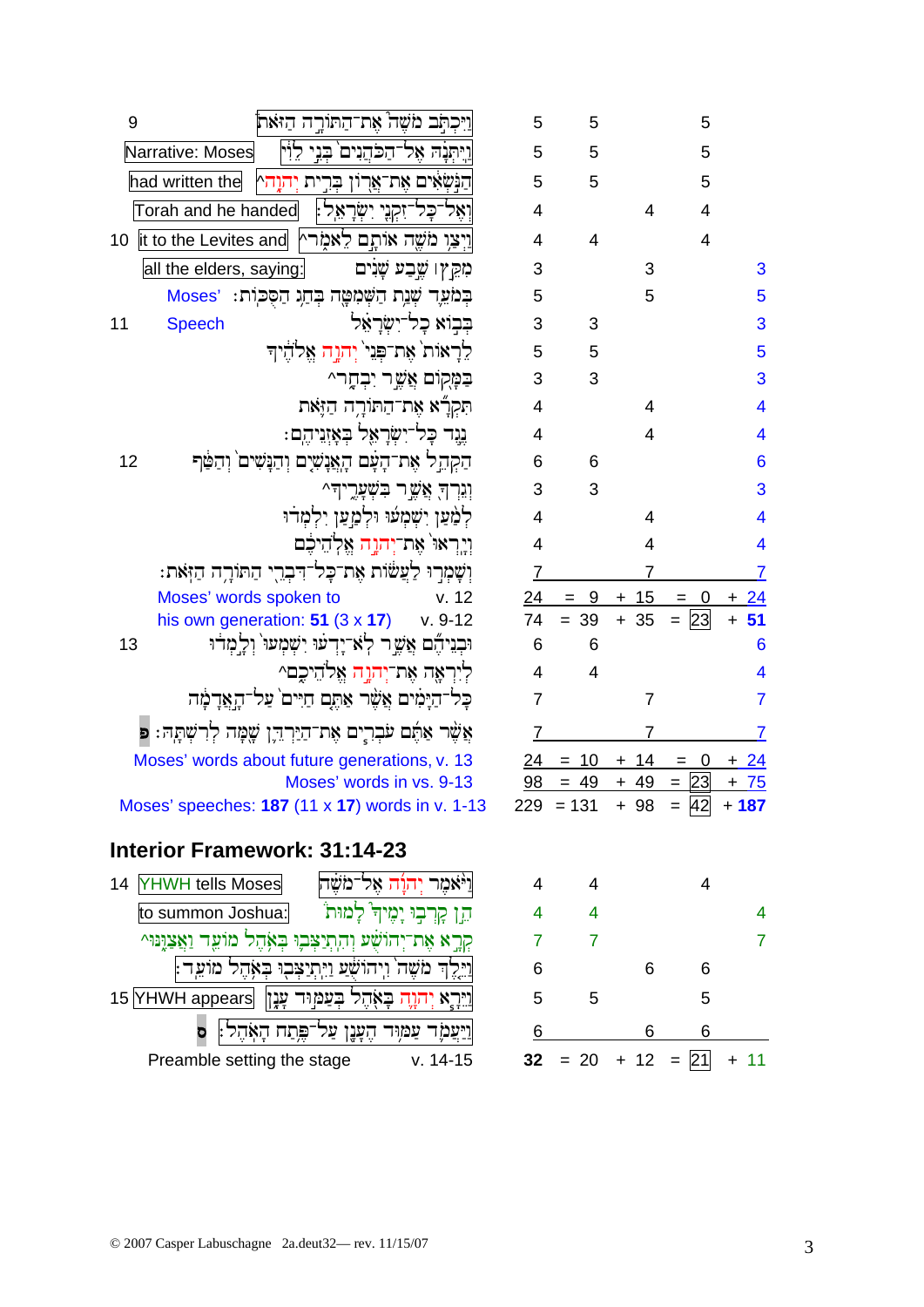| Verse | Label | Hebrew | Words | | | | |
|---|---|---|---|---|---|---|---|
| 9 | | וַיִּכְתֹּב מֹשֶׁה אֶת־הַתּוֹרָה הַזֹּאת | 5 | 5 | | 5 | |
| | Narrative: Moses | וַיִּתְּנָהּ אֶל־הַכֹּהֲנִים בְּנֵי לֵוִי | 5 | 5 | | 5 | |
| | had written the | הַנֹּשְׂאִים אֶת־אֲרוֹן בְּרִית יְהוָה^ | 5 | 5 | | 5 | |
| | Torah and he handed | וְאֶל־כָּל־זִקְנֵי יִשְׂרָאֵל׃ | 4 | | 4 | 4 | |
| 10 | it to the Levites and | וַיְצַו מֹשֶׁה אוֹתָם לֵאמֹר^ | 4 | 4 | | 4 | |
| | all the elders, saying: | מִקֵּץ ׀ שֶׁבַע שָׁנִים | 3 | | 3 | | 3 |
| | Moses' | בְּמֹעֵד שְׁנַת הַשְּׁמִטָּה בְּחַג הַסֻּכּוֹת׃ | 5 | | 5 | | 5 |
| 11 | Speech | בְּבוֹא כָל־יִשְׂרָאֵל | 3 | 3 | | | 3 |
| | | לֵרָאוֹת אֶת־פְּנֵי יְהוָה אֱלֹהֶיךָ | 5 | 5 | | | 5 |
| | | בַּמָּקוֹם אֲשֶׁר יִבְחָר^ | 3 | 3 | | | 3 |
| | | תִּקְרָא אֶת־הַתּוֹרָה הַזֹּאת | 4 | | 4 | | 4 |
| | | נֶגֶד כָּל־יִשְׂרָאֵל בְּאָזְנֵיהֶם׃ | 4 | | 4 | | 4 |
| 12 | | הַקְהֵל אֶת־הָעָם הָאֲנָשִׁים וְהַנָּשִׁים וְהַטַּף | 6 | 6 | | | 6 |
| | | וְגֵרְךָ אֲשֶׁר בִּשְׁעָרֶיךָ^ | 3 | 3 | | | 3 |
| | | לְמַעַן יִשְׁמְעוּ וּלְמַעַן יִלְמְדוּ | 4 | | 4 | | 4 |
| | | וְיָרְאוּ אֶת־יְהוָה אֱלֹהֵיכֶם | 4 | | 4 | | 4 |
| | | וְשָׁמְרוּ לַעֲשׂוֹת אֶת־כָּל־דִּבְרֵי הַתּוֹרָה הַזֹּאת׃ | 7 | | 7 | | 7 |
| | Moses' words spoken to | v. 12 | 24 | = 9 | + 15 | = 0 | + 24 |
| | his own generation: **51** (3 x **17**) | v. 9-12 | 74 | = 39 | + 35 | = 23 | + **51** |
| 13 | | וּבְנֵיהֶם אֲשֶׁר לֹא־יָדְעוּ יִשְׁמְעוּ וְלָמְדוּ | 6 | 6 | | | 6 |
| | | לְיִרְאָה אֶת־יְהוָה אֱלֹהֵיכֶם^ | 4 | 4 | | | 4 |
| | | כָּל־הַיָּמִים אֲשֶׁר אַתֶּם חַיִּים עַל־הָאֲדָמָה | 7 | | 7 | | 7 |
| | | אֲשֶׁר אַתֶּם עֹבְרִים אֶת־הַיַּרְדֵּן שָׁמָּה לְרִשְׁתָּהּ׃ פ | 7 | | 7 | | 7 |
| | Moses' words about future generations, v. 13 | | 24 | = 10 | + 14 | = 0 | + 24 |
| | Moses' words in vs. 9-13 | | 98 | = 49 | + 49 | = 23 | + 75 |
| | Moses' speeches: **187** (11 x **17**) words in v. 1-13 | | 229 | = 131 | + 98 | = 42 | + **187** |

## Interior Framework: 31:14-23

| Verse | Label | Hebrew | Words | | | | |
|---|---|---|---|---|---|---|---|
| 14 | YHWH tells Moses | וַיֹּאמֶר יְהוָה אֶל־מֹשֶׁה | 4 | 4 | | 4 | |
| | to summon Joshua: | הֵן קָרְבוּ יָמֶיךָ לָמוּת | 4 | 4 | | | 4 |
| | | קְרָא אֶת־יְהוֹשֻׁעַ וְהִתְיַצְּבוּ בְּאֹהֶל מוֹעֵד וַאֲצַוֶּנּוּ^ | 7 | 7 | | | 7 |
| | | וַיֵּלֶךְ מֹשֶׁה וִיהוֹשֻׁעַ וַיִּתְיַצְּבוּ בְּאֹהֶל מוֹעֵד׃ | 6 | | 6 | 6 | |
| 15 | YHWH appears | וַיֵּרָא יְהוָה בָּאֹהֶל בְּעַמּוּד עָנָן | 5 | 5 | | 5 | |
| | | וַיַּעֲמֹד עַמּוּד הֶעָנָן עַל־פֶּתַח הָאֹהֶל׃ ס | 6 | | 6 | 6 | |
| | Preamble setting the stage | v. 14-15 | **32** | = 20 | + 12 | = 21 | + 11 |

© 2007 Casper Labuschagne 2a.deut32— rev. 11/15/07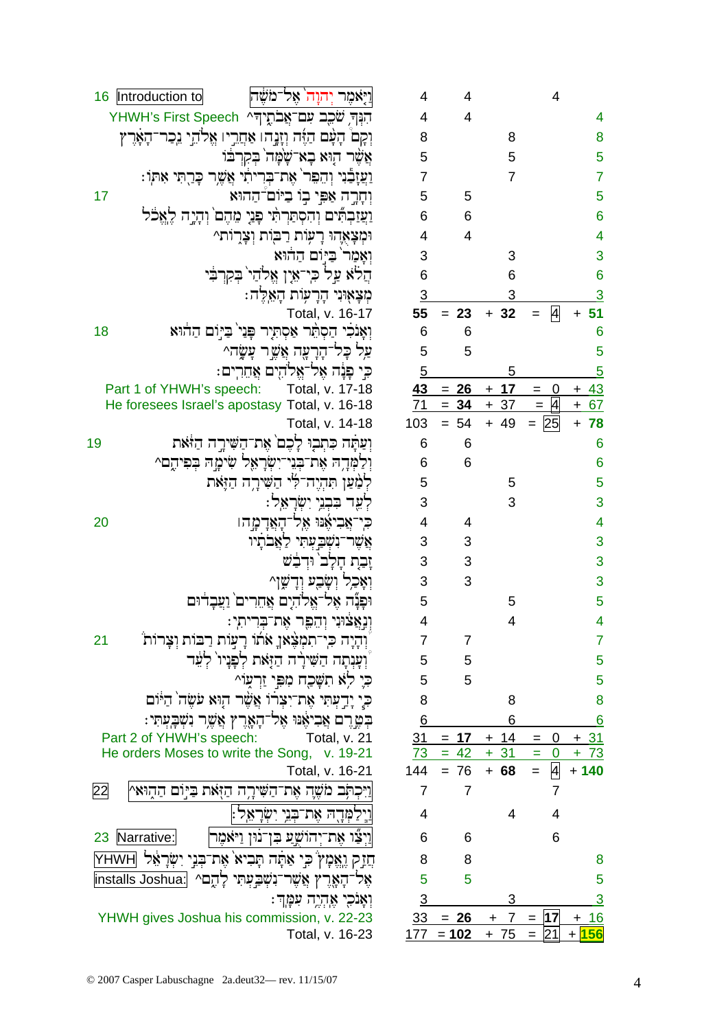| v. | Note | Text | Total | | | | |
|---|---|---|---|---|---|---|---|
| 16 | Introduction to | וַיֹּאמֶר יְהוָה אֶל־מֹשֶׁה | 4 | 4 | | 4 | |
| | YHWH's First Speech | הִנְּךָ שֹׁכֵב עִם־אֲבֹתֶיךָ^ | 4 | 4 | | | 4 |
| | | וְקָם הָעָם הַזֶּה וְזָנָה ׀ אַחֲרֵי ׀ אֱלֹהֵי נֵכַר־הָאָרֶץ | 8 | | 8 | | 8 |
| | | אֲשֶׁר הוּא בָא־שָׁמָּה בְּקִרְבּוֹ | 5 | | 5 | | 5 |
| | | וַעֲזָבַנִי וְהֵפֵר אֶת־בְּרִיתִי אֲשֶׁר כָּרַתִּי אִתּוֹ׃ | 7 | | 7 | | 7 |
| 17 | | וְחָרָה אַפִּי בוֹ בַיּוֹם־הַהוּא | 5 | 5 | | | 5 |
| | | וַעֲזַבְתִּים וְהִסְתַּרְתִּי פָנַי מֵהֶם וְהָיָה לֶאֱכֹל | 6 | 6 | | | 6 |
| | | וּמְצָאֻהוּ רָעוֹת רַבּוֹת וְצָרוֹת^ | 4 | 4 | | | 4 |
| | | וְאָמַר בַּיּוֹם הַהוּא | 3 | | 3 | | 3 |
| | | הֲלֹא עַל כִּי־אֵין אֱלֹהַי בְּקִרְבִּי | 6 | | 6 | | 6 |
| | | מְצָאוּנִי הָרָעוֹת הָאֵלֶּה׃ | 3 | | 3 | | 3 |
| | | Total, v. 16-17 | **55** | = **23** | + **32** | = 4 | + **51** |
| 18 | | וְאָנֹכִי הַסְתֵּר אַסְתִּיר פָּנַי בַּיּוֹם הַהוּא | 6 | 6 | | | 6 |
| | | עַל כָּל־הָרָעָה אֲשֶׁר עָשָׂה^ | 5 | 5 | | | 5 |
| | | כִּי פָנָה אֶל־אֱלֹהִים אֲחֵרִים׃ | 5 | | 5 | | 5 |
| | Part 1 of YHWH's speech: | Total, v. 17-18 | **43** | = **26** | + **17** | = 0 | + **43** |
| | He foresees Israel's apostasy | Total, v. 16-18 | 71 | = **34** | + 37 | = 4 | + 67 |
| | | Total, v. 14-18 | 103 | = 54 | + 49 | = 25 | + **78** |
| 19 | | וְעַתָּה כִּתְבוּ לָכֶם אֶת־הַשִּׁירָה הַזֹּאת | 6 | 6 | | | 6 |
| | | וְלַמְּדָהּ אֶת־בְּנֵי־יִשְׂרָאֵל שִׂימָהּ בְּפִיהֶם^ | 6 | 6 | | | 6 |
| | | לְמַעַן תִּהְיֶה־לִּי הַשִּׁירָה הַזֹּאת | 5 | | 5 | | 5 |
| | | לְעֵד בִּבְנֵי יִשְׂרָאֵל׃ | 3 | | 3 | | 3 |
| 20 | | כִּי־אֲבִיאֶנּוּ אֶל־הָאֲדָמָה ׀ | 4 | 4 | | | 4 |
| | | אֲשֶׁר־נִשְׁבַּעְתִּי לַאֲבֹתָיו | 3 | 3 | | | 3 |
| | | זָבַת חָלָב וּדְבַשׁ | 3 | 3 | | | 3 |
| | | וְאָכַל וְשָׂבַע וְדָשֵׁן^ | 3 | 3 | | | 3 |
| | | וּפָנָה אֶל־אֱלֹהִים אֲחֵרִים וַעֲבָדוּם | 5 | | 5 | | 5 |
| | | וְנִאֲצוּנִי וְהֵפֵר אֶת־בְּרִיתִי׃ | 4 | | 4 | | 4 |
| 21 | | וְהָיָה כִּי־תִמְצֶאןָ אֹתוֹ רָעוֹת רַבּוֹת וְצָרוֹת | 7 | 7 | | | 7 |
| | | וְעָנְתָה הַשִּׁירָה הַזֹּאת לְפָנָיו לְעֵד | 5 | 5 | | | 5 |
| | | כִּי לֹא תִשָּׁכַח מִפִּי זַרְעוֹ^ | 5 | 5 | | | 5 |
| | | כִּי יָדַעְתִּי אֶת־יִצְרוֹ אֲשֶׁר הוּא עֹשֶׂה הַיּוֹם | 8 | | 8 | | 8 |
| | | בְּטֶרֶם אֲבִיאֶנּוּ אֶל־הָאָרֶץ אֲשֶׁר נִשְׁבָּעְתִּי׃ | 6 | | 6 | | 6 |
| | Part 2 of YHWH's speech: | Total, v. 21 | 31 | = **17** | + 14 | = 0 | + 31 |
| | He orders Moses to write the Song, | v. 19-21 | 73 | = 42 | + 31 | = 0 | + 73 |
| | | Total, v. 16-21 | 144 | = 76 | + **68** | = 4 | + **140** |
| 22 | | וַיִּכְתֹּב מֹשֶׁה אֶת־הַשִּׁירָה הַזֹּאת בַּיּוֹם הַהוּא^ | 7 | 7 | | 7 | |
| | | וַיְלַמְּדָהּ אֶת־בְּנֵי יִשְׂרָאֵל׃ | 4 | | 4 | 4 | |
| 23 | Narrative: | וַיְצַו אֶת־יְהוֹשֻׁעַ בִּן־נוּן וַיֹּאמֶר | 6 | 6 | | 6 | |
| | YHWH installs Joshua: | חֲזַק וֶאֱמָץ כִּי אַתָּה תָּבִיא אֶת־בְּנֵי יִשְׂרָאֵל | 8 | 8 | | | 8 |
| | | אֶל־הָאָרֶץ אֲשֶׁר־נִשְׁבַּעְתִּי לָהֶם^ | 5 | 5 | | | 5 |
| | | וְאָנֹכִי אֶהְיֶה עִמָּךְ׃ | 3 | | 3 | | 3 |
| | YHWH gives Joshua his commission, v. 22-23 | | 33 | = **26** | + 7 | = **17** | + 16 |
| | | Total, v. 16-23 | 177 | = **102** | + 75 | = 21 | + **156** |

© 2007 Casper Labuschagne 2a.deut32— rev. 11/15/07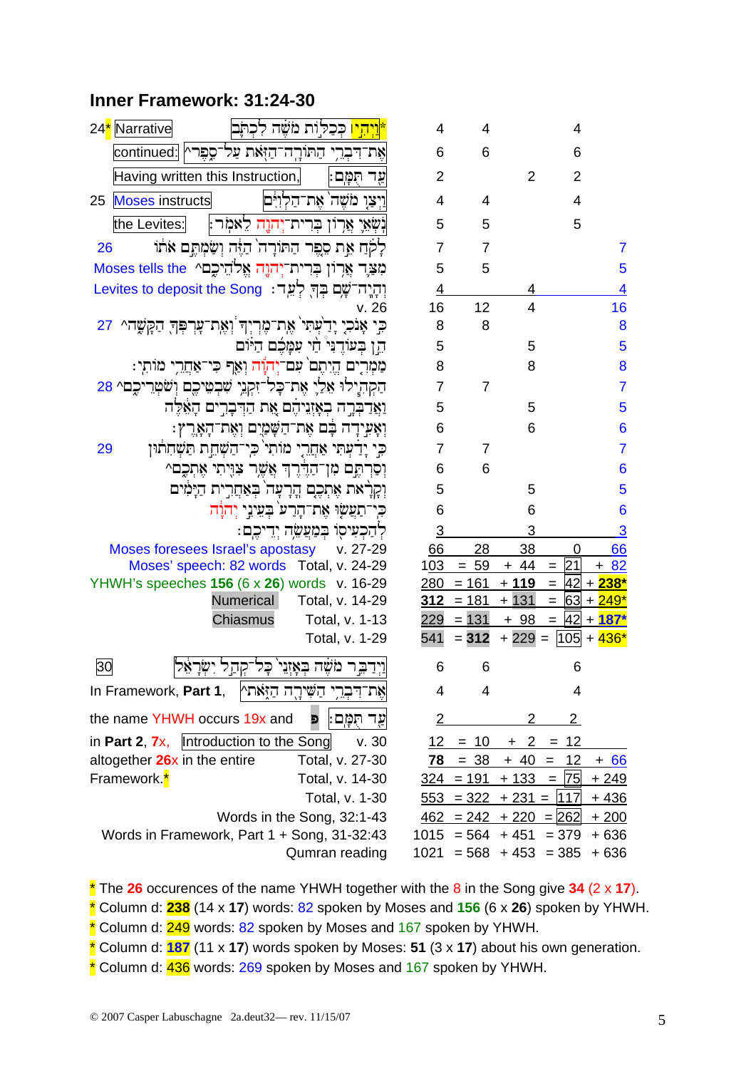## Inner Framework: 31:24-30

| | Hebrew | a | b | c | d | e |
|---|---|---|---|---|---|---|
| 24* Narrative | *וַיְהִי כְּכַלּוֹת מֹשֶׁה לִכְתֹּב | 4 | 4 | | 4 | |
| continued: | אֶת־דִּבְרֵי הַתּוֹרָה־הַזֹּאת עַל־סֵפֶר^ | 6 | 6 | | 6 | |
| Having written this Instruction, | עַד תֻּמָּם׃ | 2 | | 2 | 2 | |
| 25 Moses instructs | וַיְצַו מֹשֶׁה אֶת־הַלְוִיִּם | 4 | 4 | | 4 | |
| the Levites: | נֹשְׂאֵי אֲרוֹן בְּרִית־יְהוָה לֵאמֹר׃ | 5 | 5 | | 5 | |
| 26 | לָקֹחַ אֵת סֵפֶר הַתּוֹרָה הַזֶּה וְשַׂמְתֶּם אֹתוֹ | 7 | 7 | | | 7 |
| Moses tells the | מִצַּד אֲרוֹן בְּרִית־יְהוָה אֱלֹהֵיכֶם^ | 5 | 5 | | | 5 |
| Levites to deposit the Song | וְהָיָה־שָׁם בְּךָ לְעֵד׃ | 4 | | 4 | | 4 |
| | v. 26 | 16 | 12 | 4 | | 16 |
| 27 | כִּי אָנֹכִי יָדַעְתִּי אֶת־מֶרְיְךָ וְאֶת־עָרְפְּךָ הַקָּשֶׁה^ | 8 | 8 | | | 8 |
| | הֵן בְּעוֹדֶנִּי חַי עִמָּכֶם הַיּוֹם | 5 | | 5 | | 5 |
| | מַמְרִים הֱיִתֶם עִם־יְהוָה וְאַף כִּי־אַחֲרֵי מוֹתִי׃ | 8 | | 8 | | 8 |
| 28 | הַקְהִילוּ אֵלַי אֶת־כָּל־זִקְנֵי שִׁבְטֵיכֶם וְשֹׁטְרֵיכֶם^ | 7 | 7 | | | 7 |
| | וַאֲדַבְּרָה בְאָזְנֵיהֶם אֵת הַדְּבָרִים הָאֵלֶּה | 5 | | 5 | | 5 |
| | וְאָעִידָה בָּם אֶת־הַשָּׁמַיִם וְאֶת־הָאָרֶץ׃ | 6 | | 6 | | 6 |
| 29 | כִּי יָדַעְתִּי אַחֲרֵי מוֹתִי כִּי־הַשְׁחֵת תַּשְׁחִתוּן | 7 | 7 | | | 7 |
| | וְסַרְתֶּם מִן־הַדֶּרֶךְ אֲשֶׁר צִוִּיתִי אֶתְכֶם^ | 6 | 6 | | | 6 |
| | וְקָרָאת אֶתְכֶם הָרָעָה בְּאַחֲרִית הַיָּמִים | 5 | | 5 | | 5 |
| | כִּי־תַעֲשׂוּ אֶת־הָרַע בְּעֵינֵי יְהוָה | 6 | | 6 | | 6 |
| | לְהַכְעִיסוֹ בְּמַעֲשֵׂה יְדֵיכֶם׃ | 3 | | 3 | | 3 |
| Moses foresees Israel's apostasy | v. 27-29 | 66 | 28 | 38 | 0 | 66 |
| Moses' speech: 82 words | Total, v. 24-29 | 103 | = 59 | + 44 | = 21 | + 82 |
| YHWH's speeches 156 (6 x 26) words | v. 16-29 | 280 | = 161 | + 119 | = 42 | + 238* |
| Numerical | Total, v. 14-29 | 312 | = 181 | + 131 | = 63 | + 249* |
| Chiasmus | Total, v. 1-13 | 229 | = 131 | + 98 | = 42 | + 187* |
| | Total, v. 1-29 | 541 | = 312 | + 229 | = 105 | + 436* |
| 30 | וַיְדַבֵּר מֹשֶׁה בְּאָזְנֵי כָּל־קְהַל יִשְׂרָאֵל | 6 | 6 | | 6 | |
| In Framework, Part 1, | אֶת־דִּבְרֵי הַשִּׁירָה הַזֹּאת^ | 4 | 4 | | 4 | |
| the name YHWH occurs 19x and | עַד תֻּמָּם׃ פ | 2 | | 2 | 2 | |
| in Part 2, 7x, Introduction to the Song | v. 30 | 12 | = 10 | + 2 | = 12 | |
| altogether 26x in the entire | Total, v. 27-30 | 78 | = 38 | + 40 | = 12 | + 66 |
| Framework.* | Total, v. 14-30 | 324 | = 191 | + 133 | = 75 | + 249 |
| | Total, v. 1-30 | 553 | = 322 | + 231 | = 117 | + 436 |
| | Words in the Song, 32:1-43 | 462 | = 242 | + 220 | = 262 | + 200 |
| | Words in Framework, Part 1 + Song, 31-32:43 | 1015 | = 564 | + 451 | = 379 | + 636 |
| | Qumran reading | 1021 | = 568 | + 453 | = 385 | + 636 |

\* The **26** occurences of the name YHWH together with the 8 in the Song give **34** (2 x **17**).
\* Column d: **238** (14 x **17**) words: 82 spoken by Moses and **156** (6 x **26**) spoken by YHWH.
\* Column d: 249 words: 82 spoken by Moses and 167 spoken by YHWH.
\* Column d: **187** (11 x **17**) words spoken by Moses: **51** (3 x **17**) about his own generation.
\* Column d: 436 words: 269 spoken by Moses and 167 spoken by YHWH.

© 2007 Casper Labuschagne 2a.deut32— rev. 11/15/07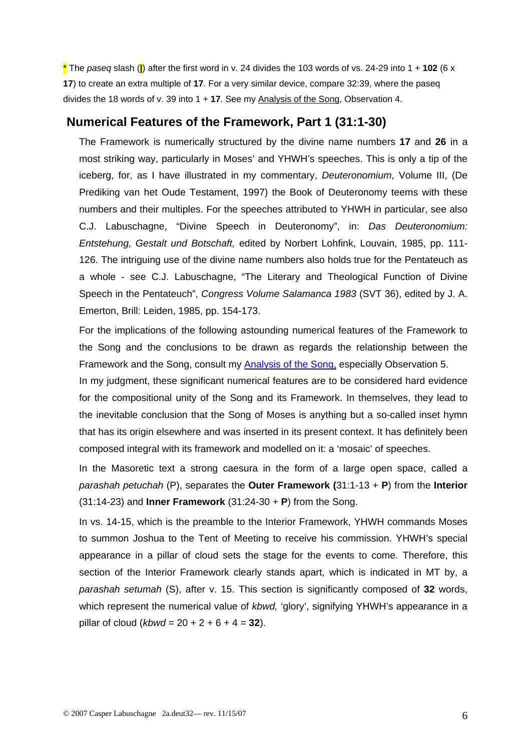* The *paseq* slash (|) after the first word in v. 24 divides the 103 words of vs. 24-29 into 1 + **102** (6 x **17**) to create an extra multiple of **17**. For a very similar device, compare 32:39, where the paseq divides the 18 words of v. 39 into 1 + **17**. See my Analysis of the Song, Observation 4.

## Numerical Features of the Framework, Part 1 (31:1-30)

The Framework is numerically structured by the divine name numbers **17** and **26** in a most striking way, particularly in Moses' and YHWH's speeches. This is only a tip of the iceberg, for, as I have illustrated in my commentary, *Deuteronomium*, Volume III, (De Prediking van het Oude Testament, 1997) the Book of Deuteronomy teems with these numbers and their multiples. For the speeches attributed to YHWH in particular, see also C.J. Labuschagne, "Divine Speech in Deuteronomy", in: *Das Deuteronomium: Entstehung, Gestalt und Botschaft,* edited by Norbert Lohfink, Louvain, 1985, pp. 111-126. The intriguing use of the divine name numbers also holds true for the Pentateuch as a whole - see C.J. Labuschagne, "The Literary and Theological Function of Divine Speech in the Pentateuch", *Congress Volume Salamanca 1983* (SVT 36), edited by J. A. Emerton, Brill: Leiden, 1985, pp. 154-173.

For the implications of the following astounding numerical features of the Framework to the Song and the conclusions to be drawn as regards the relationship between the Framework and the Song, consult my Analysis of the Song, especially Observation 5.

In my judgment, these significant numerical features are to be considered hard evidence for the compositional unity of the Song and its Framework. In themselves, they lead to the inevitable conclusion that the Song of Moses is anything but a so-called inset hymn that has its origin elsewhere and was inserted in its present context. It has definitely been composed integral with its framework and modelled on it: a 'mosaic' of speeches.

In the Masoretic text a strong caesura in the form of a large open space, called a *parashah petuchah* (P), separates the **Outer Framework (**31:1-13 + **P**) from the **Interior** (31:14-23) and **Inner Framework** (31:24-30 + **P**) from the Song.

In vs. 14-15, which is the preamble to the Interior Framework, YHWH commands Moses to summon Joshua to the Tent of Meeting to receive his commission. YHWH's special appearance in a pillar of cloud sets the stage for the events to come. Therefore, this section of the Interior Framework clearly stands apart, which is indicated in MT by, a *parashah setumah* (S), after v. 15. This section is significantly composed of **32** words, which represent the numerical value of *kbwd,* 'glory', signifying YHWH's appearance in a pillar of cloud (*kbwd* = 20 + 2 + 6 + 4 = **32**).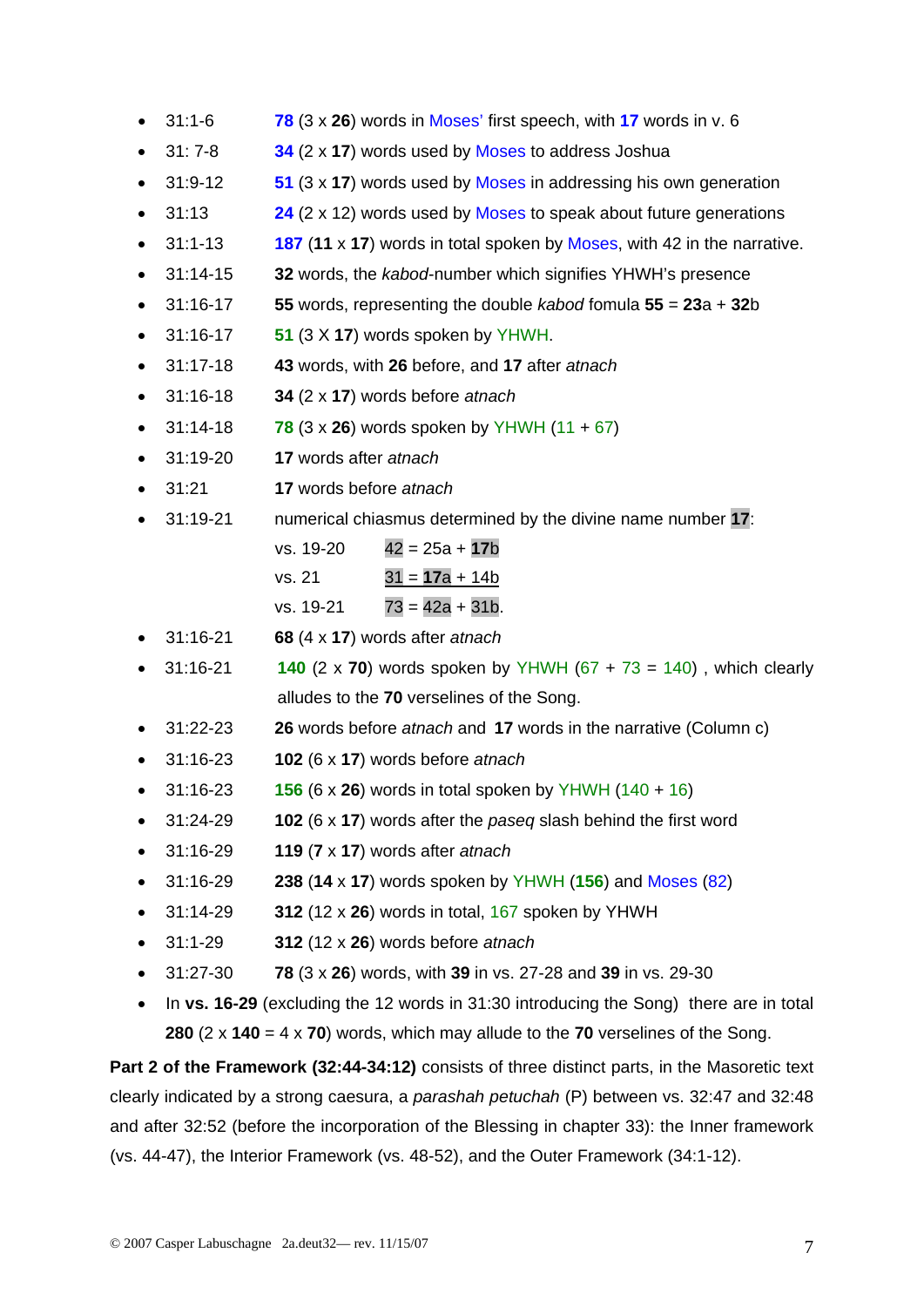- 31:1-6 **78** (3 x **26**) words in Moses' first speech, with **17** words in v. 6
- 31: 7-8 **34** (2 x **17**) words used by Moses to address Joshua
- 31:9-12 **51** (3 x **17**) words used by Moses in addressing his own generation
- 31:13 **24** (2 x 12) words used by Moses to speak about future generations
- 31:1-13 **187** (**11** x **17**) words in total spoken by Moses, with 42 in the narrative.
- 31:14-15 **32** words, the *kabod*-number which signifies YHWH's presence
- 31:16-17 **55** words, representing the double *kabod* fomula **55** = **23**a + **32**b
- 31:16-17 **51** (3 X **17**) words spoken by YHWH.
- 31:17-18 **43** words, with **26** before, and **17** after *atnach*
- 31:16-18 **34** (2 x **17**) words before *atnach*
- 31:14-18 **78** (3 x **26**) words spoken by YHWH (11 + 67)
- 31:19-20 **17** words after *atnach*
- 31:21 **17** words before *atnach*
- 31:19-21 numerical chiasmus determined by the divine name number **17**:

  vs. 19-20 42 = 25a + **17**b

  vs. 21 31 = **17**a + 14b

  vs. 19-21 73 = 42a + 31b.
- 31:16-21 **68** (4 x **17**) words after *atnach*
- 31:16-21 **140** (2 x **70**) words spoken by YHWH (67 + 73 = 140) , which clearly alludes to the **70** verselines of the Song.
- 31:22-23 **26** words before *atnach* and **17** words in the narrative (Column c)
- 31:16-23 **102** (6 x **17**) words before *atnach*
- 31:16-23 **156** (6 x **26**) words in total spoken by YHWH (140 + 16)
- 31:24-29 **102** (6 x **17**) words after the *paseq* slash behind the first word
- 31:16-29 **119** (**7** x **17**) words after *atnach*
- 31:16-29 **238** (**14** x **17**) words spoken by YHWH (**156**) and Moses (82)
- 31:14-29 **312** (12 x **26**) words in total, 167 spoken by YHWH
- 31:1-29 **312** (12 x **26**) words before *atnach*
- 31:27-30 **78** (3 x **26**) words, with **39** in vs. 27-28 and **39** in vs. 29-30
- In **vs. 16-29** (excluding the 12 words in 31:30 introducing the Song) there are in total **280** (2 x **140** = 4 x **70**) words, which may allude to the **70** verselines of the Song.

**Part 2 of the Framework (32:44-34:12)** consists of three distinct parts, in the Masoretic text clearly indicated by a strong caesura, a *parashah petuchah* (P) between vs. 32:47 and 32:48 and after 32:52 (before the incorporation of the Blessing in chapter 33): the Inner framework (vs. 44-47), the Interior Framework (vs. 48-52), and the Outer Framework (34:1-12).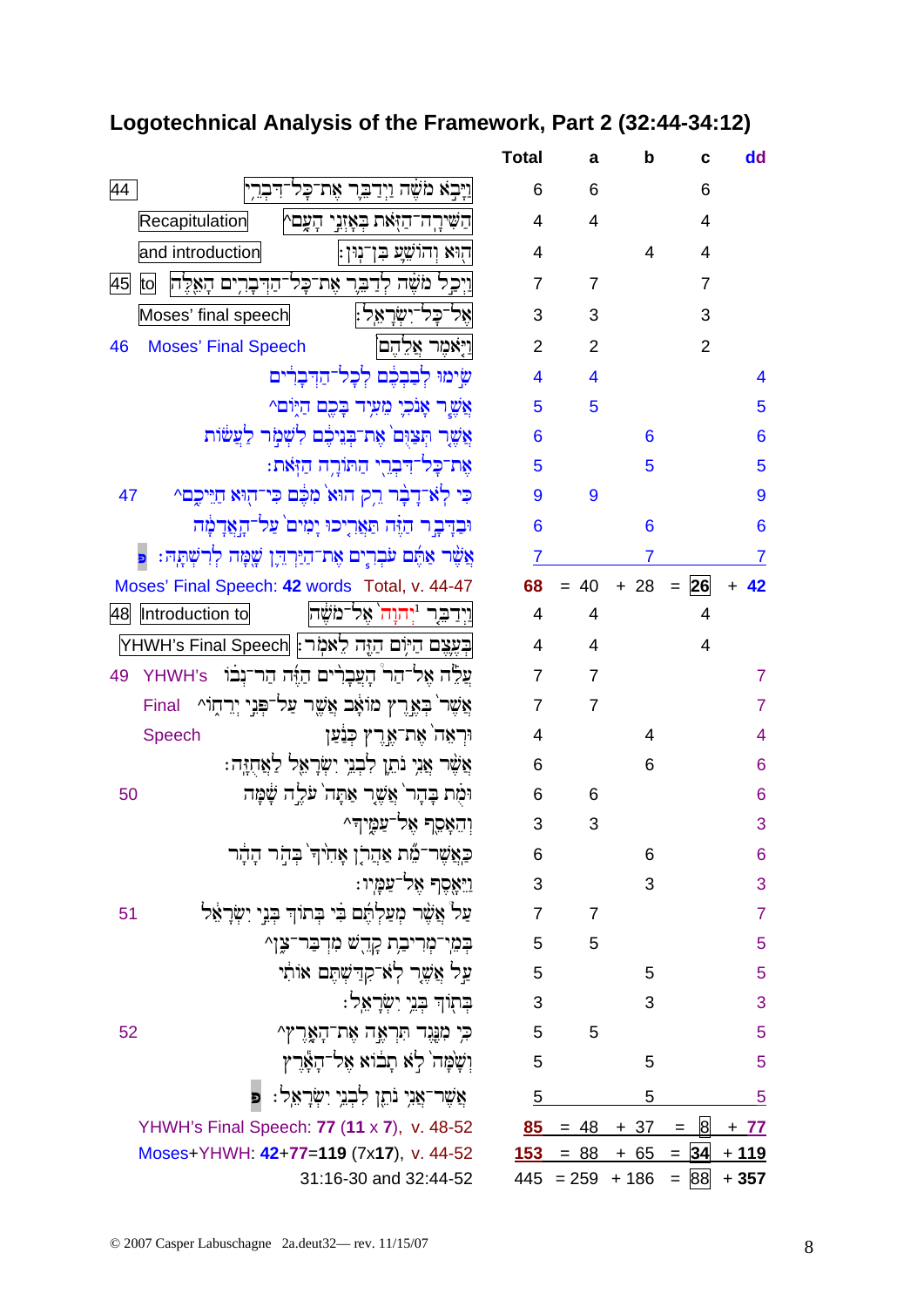## Logotechnical Analysis of the Framework, Part 2 (32:44-34:12)

| Verse | Label | Hebrew text | Total | a | b | c | dd |
|---|---|---|---|---|---|---|---|
| 44 | | וַיָּבֹא מֹשֶׁה וַיְדַבֵּר אֶת־כָּל־דִּבְרֵי | 6 | 6 | | 6 | |
| | Recapitulation | הַשִּׁירָה־הַזֹּאת בְּאָזְנֵי הָעָם^ | 4 | 4 | | 4 | |
| | and introduction | הוּא וְהוֹשֵׁעַ בִּן־נוּן׃ | 4 | | 4 | 4 | |
| 45 | to | וַיְכַל מֹשֶׁה לְדַבֵּר אֶת־כָּל־הַדְּבָרִים הָאֵלֶּה | 7 | 7 | | 7 | |
| | Moses' final speech | אֶל־כָּל־יִשְׂרָאֵל׃ | 3 | 3 | | 3 | |
| 46 | Moses' Final Speech | וַיֹּאמֶר אֲלֵהֶם | 2 | 2 | | 2 | |
| | | שִׂימוּ לְבַבְכֶם לְכָל־הַדְּבָרִים | 4 | 4 | | | 4 |
| | | אֲשֶׁר אָנֹכִי מֵעִיד בָּכֶם הַיּוֹם^ | 5 | 5 | | | 5 |
| | | אֲשֶׁר תְּצַוֻּם אֶת־בְּנֵיכֶם לִשְׁמֹר לַעֲשׂוֹת | 6 | | 6 | | 6 |
| | | אֶת־כָּל־דִּבְרֵי הַתּוֹרָה הַזֹּאת׃ | 5 | | 5 | | 5 |
| 47 | | כִּי לֹא־דָבָר רֵק הוּא מִכֶּם כִּי־הוּא חַיֵּיכֶם^ | 9 | 9 | | | 9 |
| | | וּבַדָּבָר הַזֶּה תַּאֲרִיכוּ יָמִים עַל־הָאֲדָמָה | 6 | | 6 | | 6 |
| | | אֲשֶׁר אַתֶּם עֹבְרִים אֶת־הַיַּרְדֵּן שָׁמָּה לְרִשְׁתָּהּ׃ פ | 7 | | 7 | | 7 |
| | Moses' Final Speech: **42** words Total, v. 44-47 | | **68** | = 40 | + 28 | = **26** | + **42** |
| 48 | Introduction to | וַיְדַבֵּר יְהוָה[1] אֶל־מֹשֶׁה | 4 | 4 | | 4 | |
| | YHWH's Final Speech | בְּעֶצֶם הַיּוֹם הַזֶּה לֵאמֹר׃ | 4 | 4 | | 4 | |
| 49 | YHWH's Final Speech | עֲלֵה אֶל־הַר הָעֲבָרִים הַזֶּה הַר־נְבוֹ | 7 | 7 | | | 7 |
| | | אֲשֶׁר בְּאֶרֶץ מוֹאָב אֲשֶׁר עַל־פְּנֵי יְרֵחוֹ^ | 7 | 7 | | | 7 |
| | | וּרְאֵה אֶת־אֶרֶץ כְּנַעַן | 4 | | 4 | | 4 |
| | | אֲשֶׁר אֲנִי נֹתֵן לִבְנֵי יִשְׂרָאֵל לַאֲחֻזָּה׃ | 6 | | 6 | | 6 |
| 50 | | וּמֻת בָּהָר אֲשֶׁר אַתָּה עֹלֶה שָׁמָּה | 6 | 6 | | | 6 |
| | | וְהֵאָסֵף אֶל־עַמֶּיךָ^ | 3 | 3 | | | 3 |
| | | כַּאֲשֶׁר־מֵת אַהֲרֹן אָחִיךָ בְּהֹר הָהָר | 6 | | 6 | | 6 |
| | | וַיֵּאָסֶף אֶל־עַמָּיו׃ | 3 | | 3 | | 3 |
| 51 | | עַל אֲשֶׁר מְעַלְתֶּם בִּי בְּתוֹךְ בְּנֵי יִשְׂרָאֵל | 7 | 7 | | | 7 |
| | | בְּמֵי־מְרִיבַת קָדֵשׁ מִדְבַּר־צִן^ | 5 | 5 | | | 5 |
| | | עַל אֲשֶׁר לֹא־קִדַּשְׁתֶּם אוֹתִי | 5 | | 5 | | 5 |
| | | בְּתוֹךְ בְּנֵי יִשְׂרָאֵל׃ | 3 | | 3 | | 3 |
| 52 | | כִּי מִנֶּגֶד תִּרְאֶה אֶת־הָאָרֶץ^ | 5 | 5 | | | 5 |
| | | וְשָׁמָּה לֹא תָבוֹא אֶל־הָאָרֶץ | 5 | | 5 | | 5 |
| | | אֲשֶׁר־אֲנִי נֹתֵן לִבְנֵי יִשְׂרָאֵל׃ פ | 5 | | 5 | | 5 |
| | YHWH's Final Speech: **77** (**11** x **7**), v. 48-52 | | **85** | = 48 | + 37 | = 8 | + **77** |
| | Moses+YHWH: **42**+**77**=**119** (7x**17**), v. 44-52 | | **153** | = 88 | + 65 | = **34** | + **119** |
| | 31:16-30 and 32:44-52 | | 445 | = 259 | + 186 | = 88 | + **357** |

© 2007 Casper Labuschagne 2a.deut32— rev. 11/15/07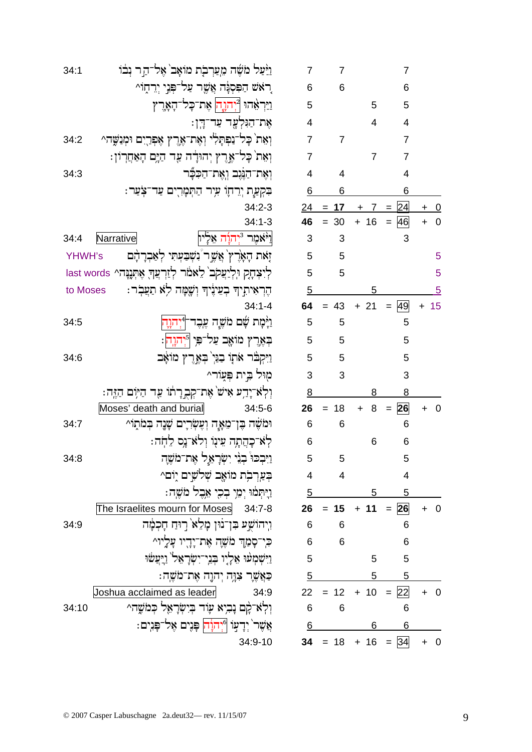| Verse | Text | Total | A | B | C | D |
|---|---|---|---|---|---|---|
| 34:1 | וַיַּעַל מֹשֶׁה מֵעַרְבֹת מוֹאָב אֶל־הַר נְבוֹ | 7 | 7 | | 7 | |
| | רֹאשׁ הַפִּסְגָּה אֲשֶׁר עַל־פְּנֵי יְרֵחוֹ^ | 6 | 6 | | 6 | |
| | וַיַּרְאֵהוּ [2]יְהוָה אֶת־כָּל־הָאָרֶץ | 5 | | 5 | 5 | |
| | אֶת־הַגִּלְעָד עַד־דָּן׃ | 4 | | 4 | 4 | |
| 34:2 | וְאֵת כָּל־נַפְתָּלִי וְאֶת־אֶרֶץ אֶפְרַיִם וּמְנַשֶּׁה^ | 7 | 7 | | 7 | |
| | וְאֵת כָּל־אֶרֶץ יְהוּדָה עַד הַיָּם הָאַחֲרוֹן׃ | 7 | | 7 | 7 | |
| 34:3 | וְאֶת־הַנֶּגֶב וְאֶת־הַכִּכָּר | 4 | 4 | | 4 | |
| | בִּקְעַת יְרֵחוֹ עִיר הַתְּמָרִים עַד־צֹעַר׃ | 6 | 6 | | 6 | |
| | 34:2-3 | 24 | = **17** | + 7 | = 24 | + 0 |
| | 34:1-3 | **46** | = 30 | + 16 | = 46 | + 0 |
| 34:4 | Narrative — וַיֹּאמֶר [3]יְהוָה אֵלָיו | 3 | 3 | | 3 | |
| YHWH's | זֹאת הָאָרֶץ אֲשֶׁר נִשְׁבַּעְתִּי לְאַבְרָהָם | 5 | 5 | | | 5 |
| last words | לְיִצְחָק וּלְיַעֲקֹב לֵאמֹר לְזַרְעֲךָ אֶתְּנֶנָּה^ | 5 | 5 | | | 5 |
| to Moses | הֶרְאִיתִיךָ בְעֵינֶיךָ וְשָׁמָּה לֹא תַעֲבֹר׃ | 5 | | 5 | | 5 |
| | 34:1-4 | **64** | = 43 | + 21 | = 49 | + 15 |
| 34:5 | וַיָּמָת שָׁם מֹשֶׁה עֶבֶד־[4]יְהוָה | 5 | 5 | | 5 | |
| | בְּאֶרֶץ מוֹאָב עַל־פִּי [5]יְהוָה׃ | 5 | 5 | | 5 | |
| 34:6 | וַיִּקְבֹּר אֹתוֹ בַגַּי בְּאֶרֶץ מוֹאָב | 5 | 5 | | 5 | |
| | מוּל בֵּית פְּעוֹר^ | 3 | 3 | | 3 | |
| | וְלֹא־יָדַע אִישׁ אֶת־קְבֻרָתוֹ עַד הַיּוֹם הַזֶּה׃ | 8 | | 8 | 8 | |
| | Moses' death and burial — 34:5-6 | **26** | = 18 | + 8 | = **26** | + 0 |
| 34:7 | וּמֹשֶׁה בֶּן־מֵאָה וְעֶשְׂרִים שָׁנָה בְּמֹתוֹ^ | 6 | 6 | | 6 | |
| | לֹא־כָהֲתָה עֵינוֹ וְלֹא־נָס לֵחֹה׃ | 6 | | 6 | 6 | |
| 34:8 | וַיִּבְכּוּ בְנֵי יִשְׂרָאֵל אֶת־מֹשֶׁה | 5 | 5 | | 5 | |
| | בְּעַרְבֹת מוֹאָב שְׁלֹשִׁים יוֹם^ | 4 | 4 | | 4 | |
| | וַיִּתְּמוּ יְמֵי בְכִי אֵבֶל מֹשֶׁה׃ | 5 | | 5 | 5 | |
| | The Israelites mourn for Moses — 34:7-8 | **26** | = **15** | + **11** | = **26** | + 0 |
| 34:9 | וִיהוֹשֻׁעַ בִּן־נוּן מָלֵא רוּחַ חָכְמָה | 6 | 6 | | 6 | |
| | כִּי־סָמַךְ מֹשֶׁה אֶת־יָדָיו עָלָיו^ | 6 | 6 | | 6 | |
| | וַיִּשְׁמְעוּ אֵלָיו בְּנֵי־יִשְׂרָאֵל וַיַּעֲשׂוּ | 5 | | 5 | 5 | |
| | כַּאֲשֶׁר צִוָּה יְהוָה אֶת־מֹשֶׁה׃ | 5 | | 5 | 5 | |
| | Joshua acclaimed as leader — 34:9 | 22 | = 12 | + 10 | = 22 | + 0 |
| 34:10 | וְלֹא־קָם נָבִיא עוֹד בְּיִשְׂרָאֵל כְּמֹשֶׁה^ | 6 | 6 | | 6 | |
| | אֲשֶׁר יְדָעוֹ [6]יְהוָה פָּנִים אֶל־פָּנִים׃ | 6 | | 6 | 6 | |
| | 34:9-10 | **34** | = 18 | + 16 | = 34 | + 0 |

© 2007 Casper Labuschagne 2a.deut32— rev. 11/15/07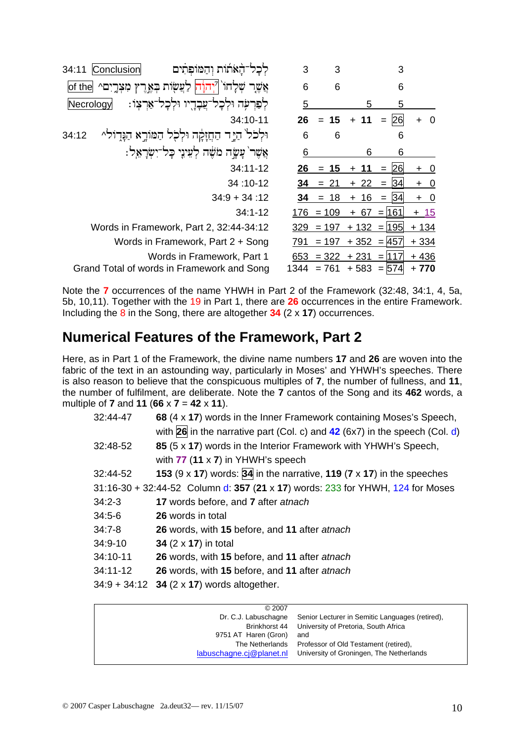| | | | | | | |
|---|---|---|---|---|---|---|
| 34:11 Conclusion לְכָל־הָאֹתֹ֨ות וְהַמֹּופְתִ֔ים | 3 | 3 | | 3 | | |
| of the אֲשֶׁ֤ר שְׁלָחֹו֙ יְהוָ֔ה לַעֲשֹׂ֖ות בְּאֶ֣רֶץ מִצְרָ֑יִם^ | 6 | 6 | | 6 | | |
| Necrology לְפַרְעֹ֥ה וּלְכָל־עֲבָדָ֖יו וּלְכָל־אַרְצֹֽו׃ | 5 | | 5 | 5 | | |
| 34:10-11 | **26** | = **15** | + **11** | = 26 | + 0 | |
| 34:12 וּלְכֹל֙ הַיָּ֣ד הַחֲזָקָ֔ה וּלְכֹ֖ל הַמֹּורָ֣א הַגָּדֹ֑ול^ | 6 | 6 | | 6 | | |
| אֲשֶׁר֙ עָשָׂ֣ה מֹשֶׁ֔ה לְעֵינֵ֖י כָּל־יִשְׂרָאֵֽל׃ | 6 | | 6 | 6 | | |
| 34:11-12 | **26** | = **15** | + **11** | = 26 | + 0 | |
| 34 :10-12 | **34** | = 21 | + 22 | = 34 | + 0 | |
| 34:9 + 34 :12 | **34** | = 18 | + 16 | = 34 | + 0 | |
| 34:1-12 | 176 | = 109 | + 67 | = 161 | + 15 | |
| Words in Framework, Part 2, 32:44-34:12 | 329 | = 197 | + 132 | = 195 | + 134 | |
| Words in Framework, Part 2 + Song | 791 | = 197 | + 352 | = 457 | + 334 | |
| Words in Framework, Part 1 | 653 | = 322 | + 231 | = 117 | + 436 | |
| Grand Total of words in Framework and Song | 1344 | = 761 | + 583 | = 574 | + **770** | |

Note the **7** occurrences of the name YHWH in Part 2 of the Framework (32:48, 34:1, 4, 5a, 5b, 10,11). Together with the 19 in Part 1, there are **26** occurrences in the entire Framework. Including the 8 in the Song, there are altogether **34** (2 x **17**) occurrences.

## Numerical Features of the Framework, Part 2

Here, as in Part 1 of the Framework, the divine name numbers **17** and **26** are woven into the fabric of the text in an astounding way, particularly in Moses' and YHWH's speeches. There is also reason to believe that the conspicuous multiples of **7**, the number of fullness, and **11**, the number of fulfilment, are deliberate. Note the **7** cantos of the Song and its **462** words, a multiple of **7** and **11** (**66** x **7** = **42** x **11**).

| | |
|---|---|
| 32:44-47 | **68** (4 x **17**) words in the Inner Framework containing Moses's Speech, with **26** in the narrative part (Col. c) and **42** (6x7) in the speech (Col. d) |
| 32:48-52 | **85** (5 x **17**) words in the Interior Framework with YHWH's Speech, with **77** (**11** x **7**) in YHWH's speech |
| 32:44-52 | **153** (9 x **17**) words: **34** in the narrative, **119** (**7** x **17**) in the speeches |
| 31:16-30 + 32:44-52 | Column d: **357** (**21** x **17**) words: 233 for YHWH, 124 for Moses |
| 34:2-3 | **17** words before, and **7** after *atnach* |
| 34:5-6 | **26** words in total |
| 34:7-8 | **26** words, with **15** before, and **11** after *atnach* |
| 34:9-10 | **34** (2 x **17**) in total |
| 34:10-11 | **26** words, with **15** before, and **11** after *atnach* |
| 34:11-12 | **26** words, with **15** before, and **11** after *atnach* |
| 34:9 + 34:12 | **34** (2 x **17**) words altogether. |

© 2007
Dr. C.J. Labuschagne — Senior Lecturer in Semitic Languages (retired), University of Pretoria, South Africa
Brinkhorst 44 — and
9751 AT Haren (Gron) — Professor of Old Testament (retired),
The Netherlands — University of Groningen, The Netherlands
labuschagne.cj@planet.nl